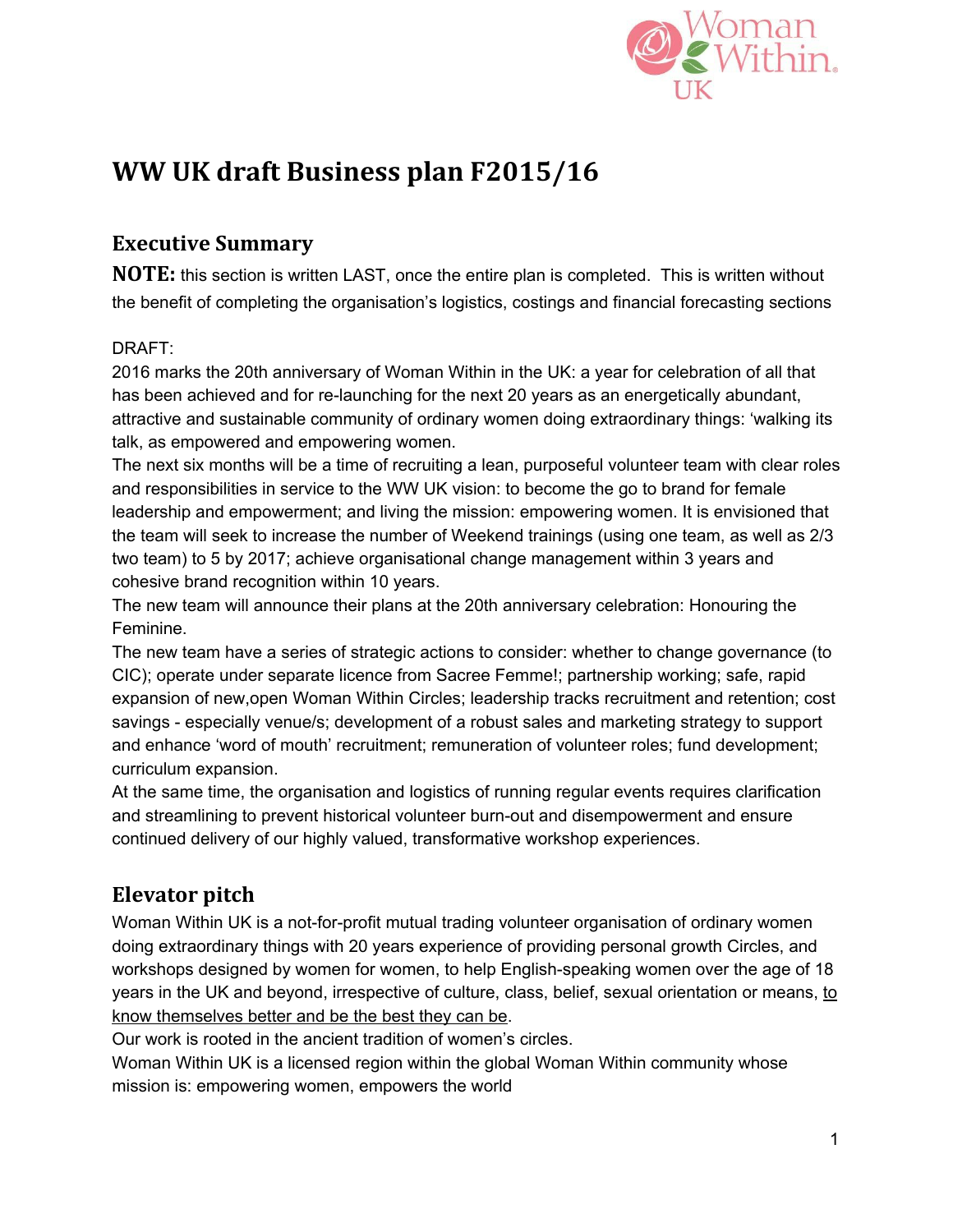# WW UK draft Business plan F2015/16

## Executive Summary

**NOTE:** this section is written LAST, once the entire plan is completed. This is written without the benefit of completing the organisation's logistics, costings and financial forecasting sections

DRAFT:
2016 marks the 20th anniversary of Woman Within in the UK: a year for celebration of all that has been achieved and for re-launching for the next 20 years as an energetically abundant, attractive and sustainable community of ordinary women doing extraordinary things: 'walking its talk, as empowered and empowering women.
The next six months will be a time of recruiting a lean, purposeful volunteer team with clear roles and responsibilities in service to the WW UK vision: to become the go to brand for female leadership and empowerment; and living the mission: empowering women. It is envisioned that the team will seek to increase the number of Weekend trainings (using one team, as well as 2/3 two team) to 5 by 2017; achieve organisational change management within 3 years and cohesive brand recognition within 10 years.
The new team will announce their plans at the 20th anniversary celebration: Honouring the Feminine.
The new team have a series of strategic actions to consider: whether to change governance (to CIC); operate under separate licence from Sacree Femme!; partnership working; safe, rapid expansion of new,open Woman Within Circles; leadership tracks recruitment and retention; cost savings - especially venue/s; development of a robust sales and marketing strategy to support and enhance 'word of mouth' recruitment; remuneration of volunteer roles; fund development; curriculum expansion.
At the same time, the organisation and logistics of running regular events requires clarification and streamlining to prevent historical volunteer burn-out and disempowerment and ensure continued delivery of our highly valued, transformative workshop experiences.

## Elevator pitch

Woman Within UK is a not-for-profit mutual trading volunteer organisation of ordinary women doing extraordinary things with 20 years experience of providing personal growth Circles, and workshops designed by women for women, to help English-speaking women over the age of 18 years in the UK and beyond, irrespective of culture, class, belief, sexual orientation or means, <u>to know themselves better and be the best they can be</u>.
Our work is rooted in the ancient tradition of women's circles.
Woman Within UK is a licensed region within the global Woman Within community whose mission is: empowering women, empowers the world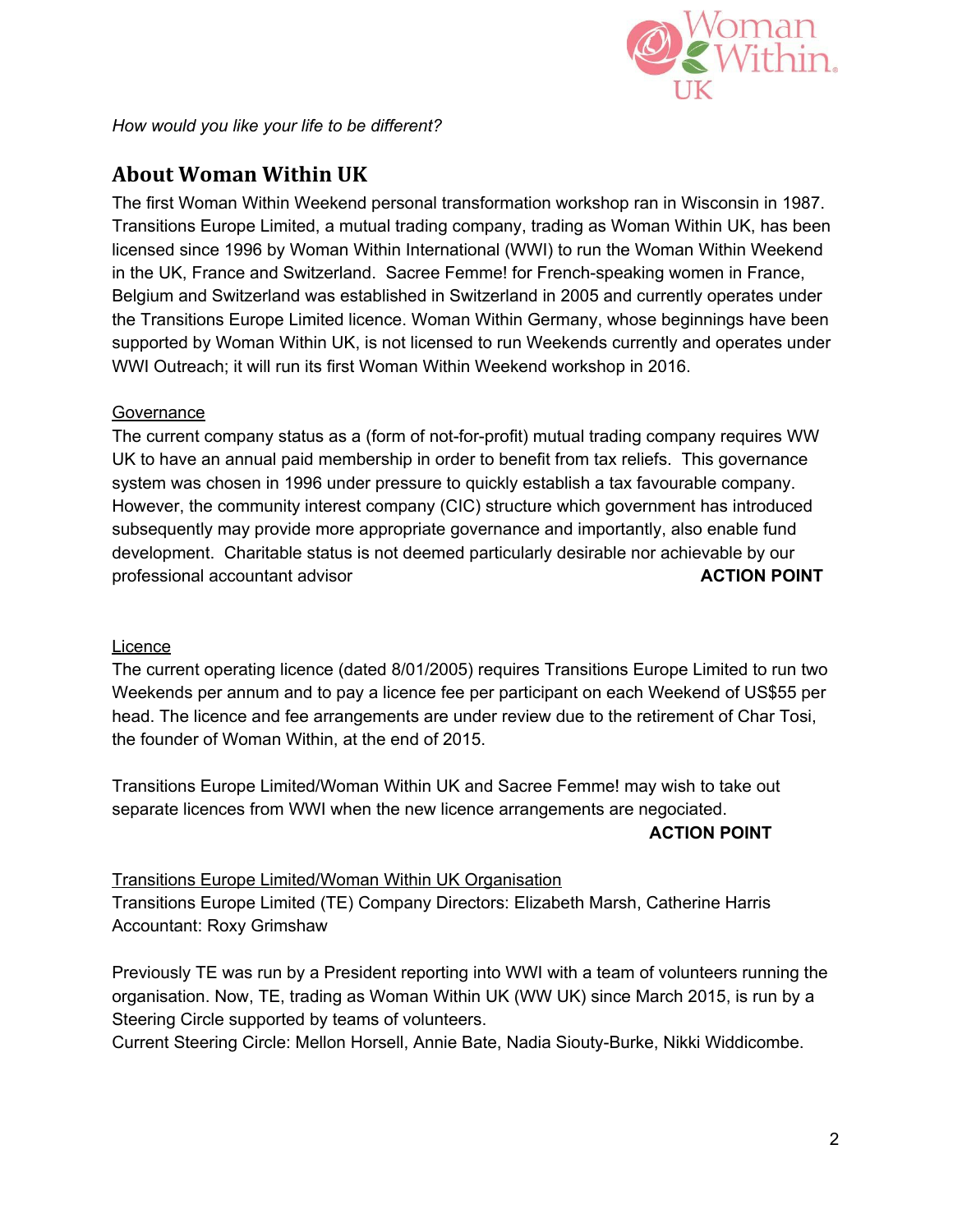*How would you like your life to be different?*

## About Woman Within UK

The first Woman Within Weekend personal transformation workshop ran in Wisconsin in 1987. Transitions Europe Limited, a mutual trading company, trading as Woman Within UK, has been licensed since 1996 by Woman Within International (WWI) to run the Woman Within Weekend in the UK, France and Switzerland. Sacree Femme! for French-speaking women in France, Belgium and Switzerland was established in Switzerland in 2005 and currently operates under the Transitions Europe Limited licence. Woman Within Germany, whose beginnings have been supported by Woman Within UK, is not licensed to run Weekends currently and operates under WWI Outreach; it will run its first Woman Within Weekend workshop in 2016.

### Governance

The current company status as a (form of not-for-profit) mutual trading company requires WW UK to have an annual paid membership in order to benefit from tax reliefs. This governance system was chosen in 1996 under pressure to quickly establish a tax favourable company. However, the community interest company (CIC) structure which government has introduced subsequently may provide more appropriate governance and importantly, also enable fund development. Charitable status is not deemed particularly desirable nor achievable by our professional accountant advisor **ACTION POINT**

### Licence

The current operating licence (dated 8/01/2005) requires Transitions Europe Limited to run two Weekends per annum and to pay a licence fee per participant on each Weekend of US$55 per head. The licence and fee arrangements are under review due to the retirement of Char Tosi, the founder of Woman Within, at the end of 2015.

Transitions Europe Limited/Woman Within UK and Sacree Femme! may wish to take out separate licences from WWI when the new licence arrangements are negociated.

**ACTION POINT**

### Transitions Europe Limited/Woman Within UK Organisation

Transitions Europe Limited (TE) Company Directors: Elizabeth Marsh, Catherine Harris
Accountant: Roxy Grimshaw

Previously TE was run by a President reporting into WWI with a team of volunteers running the organisation. Now, TE, trading as Woman Within UK (WW UK) since March 2015, is run by a Steering Circle supported by teams of volunteers.
Current Steering Circle: Mellon Horsell, Annie Bate, Nadia Siouty-Burke, Nikki Widdicombe.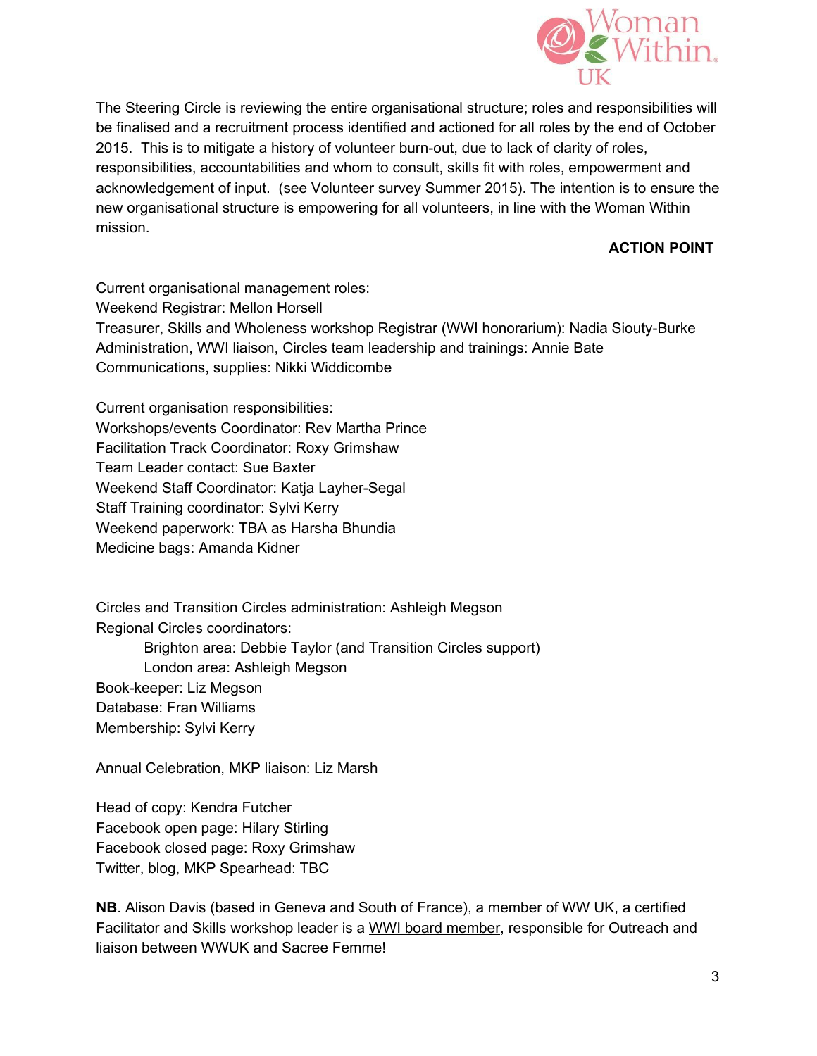The Steering Circle is reviewing the entire organisational structure; roles and responsibilities will be finalised and a recruitment process identified and actioned for all roles by the end of October 2015. This is to mitigate a history of volunteer burn-out, due to lack of clarity of roles, responsibilities, accountabilities and whom to consult, skills fit with roles, empowerment and acknowledgement of input. (see Volunteer survey Summer 2015). The intention is to ensure the new organisational structure is empowering for all volunteers, in line with the Woman Within mission.

**ACTION POINT**

Current organisational management roles:
Weekend Registrar: Mellon Horsell
Treasurer, Skills and Wholeness workshop Registrar (WWI honorarium): Nadia Siouty-Burke
Administration, WWI liaison, Circles team leadership and trainings: Annie Bate
Communications, supplies: Nikki Widdicombe

Current organisation responsibilities:
Workshops/events Coordinator: Rev Martha Prince
Facilitation Track Coordinator: Roxy Grimshaw
Team Leader contact: Sue Baxter
Weekend Staff Coordinator: Katja Layher-Segal
Staff Training coordinator: Sylvi Kerry
Weekend paperwork: TBA as Harsha Bhundia
Medicine bags: Amanda Kidner

Circles and Transition Circles administration: Ashleigh Megson
Regional Circles coordinators:
- Brighton area: Debbie Taylor (and Transition Circles support)
- London area: Ashleigh Megson

Book-keeper: Liz Megson
Database: Fran Williams
Membership: Sylvi Kerry

Annual Celebration, MKP liaison: Liz Marsh

Head of copy: Kendra Futcher
Facebook open page: Hilary Stirling
Facebook closed page: Roxy Grimshaw
Twitter, blog, MKP Spearhead: TBC

**NB**. Alison Davis (based in Geneva and South of France), a member of WW UK, a certified Facilitator and Skills workshop leader is a WWI board member, responsible for Outreach and liaison between WWUK and Sacree Femme!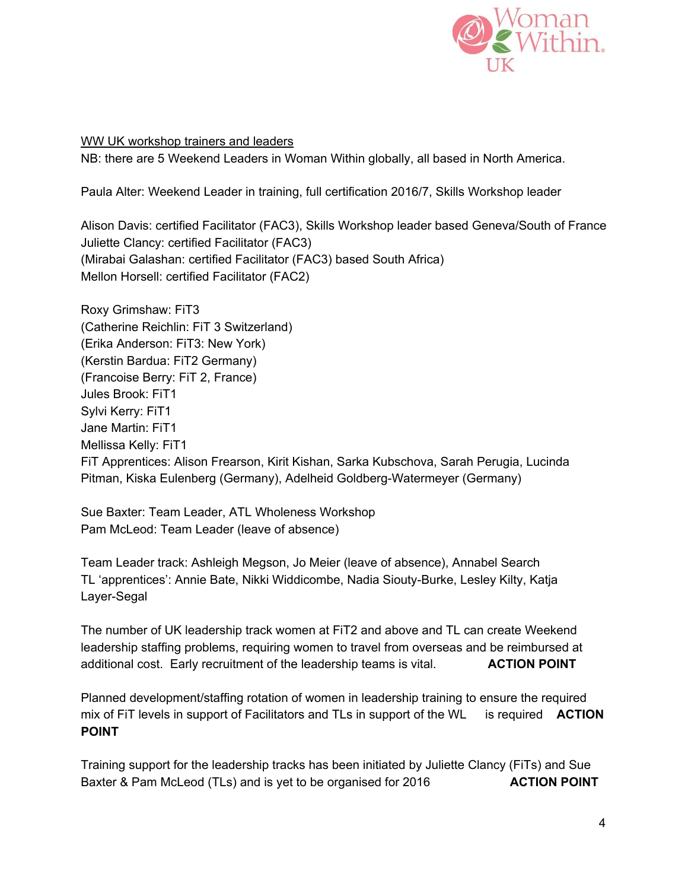WW UK workshop trainers and leaders

NB: there are 5 Weekend Leaders in Woman Within globally, all based in North America.

Paula Alter: Weekend Leader in training, full certification 2016/7, Skills Workshop leader

Alison Davis: certified Facilitator (FAC3), Skills Workshop leader based Geneva/South of France
Juliette Clancy: certified Facilitator (FAC3)
(Mirabai Galashan: certified Facilitator (FAC3) based South Africa)
Mellon Horsell: certified Facilitator (FAC2)

Roxy Grimshaw: FiT3
(Catherine Reichlin: FiT 3 Switzerland)
(Erika Anderson: FiT3: New York)
(Kerstin Bardua: FiT2 Germany)
(Francoise Berry: FiT 2, France)
Jules Brook: FiT1
Sylvi Kerry: FiT1
Jane Martin: FiT1
Mellissa Kelly: FiT1
FiT Apprentices: Alison Frearson, Kirit Kishan, Sarka Kubschova, Sarah Perugia, Lucinda Pitman, Kiska Eulenberg (Germany), Adelheid Goldberg-Watermeyer (Germany)

Sue Baxter: Team Leader, ATL Wholeness Workshop
Pam McLeod: Team Leader (leave of absence)

Team Leader track: Ashleigh Megson, Jo Meier (leave of absence), Annabel Search
TL 'apprentices': Annie Bate, Nikki Widdicombe, Nadia Siouty-Burke, Lesley Kilty, Katja Layer-Segal

The number of UK leadership track women at FiT2 and above and TL can create Weekend leadership staffing problems, requiring women to travel from overseas and be reimbursed at additional cost. Early recruitment of the leadership teams is vital. **ACTION POINT**

Planned development/staffing rotation of women in leadership training to ensure the required mix of FiT levels in support of Facilitators and TLs in support of the WL is required **ACTION POINT**

Training support for the leadership tracks has been initiated by Juliette Clancy (FiTs) and Sue Baxter & Pam McLeod (TLs) and is yet to be organised for 2016 **ACTION POINT**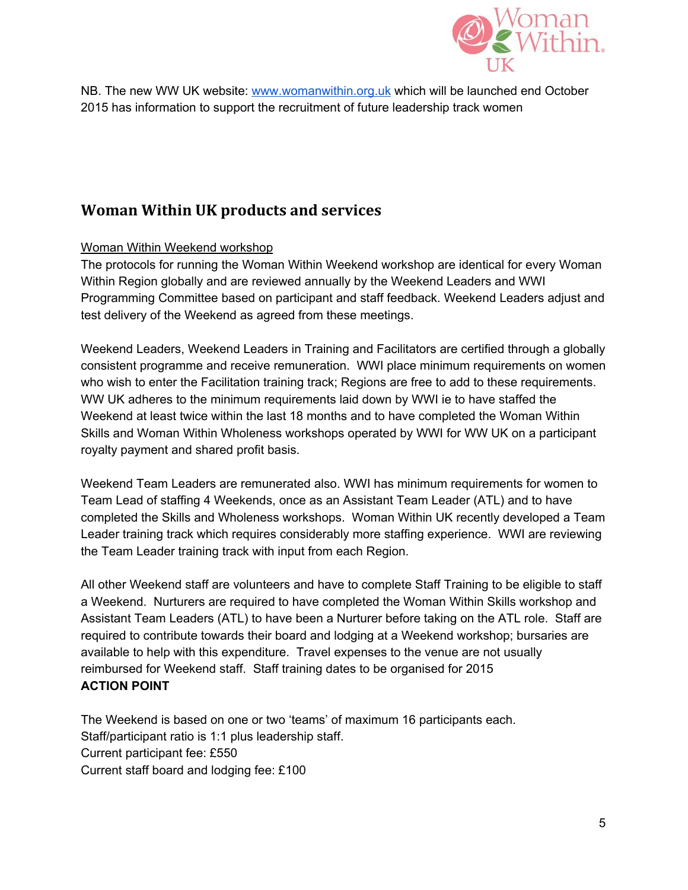NB. The new WW UK website: [www.womanwithin.org.uk](http://www.womanwithin.org.uk) which will be launched end October 2015 has information to support the recruitment of future leadership track women

## Woman Within UK products and services

Woman Within Weekend workshop

The protocols for running the Woman Within Weekend workshop are identical for every Woman Within Region globally and are reviewed annually by the Weekend Leaders and WWI Programming Committee based on participant and staff feedback. Weekend Leaders adjust and test delivery of the Weekend as agreed from these meetings.

Weekend Leaders, Weekend Leaders in Training and Facilitators are certified through a globally consistent programme and receive remuneration. WWI place minimum requirements on women who wish to enter the Facilitation training track; Regions are free to add to these requirements. WW UK adheres to the minimum requirements laid down by WWI ie to have staffed the Weekend at least twice within the last 18 months and to have completed the Woman Within Skills and Woman Within Wholeness workshops operated by WWI for WW UK on a participant royalty payment and shared profit basis.

Weekend Team Leaders are remunerated also. WWI has minimum requirements for women to Team Lead of staffing 4 Weekends, once as an Assistant Team Leader (ATL) and to have completed the Skills and Wholeness workshops. Woman Within UK recently developed a Team Leader training track which requires considerably more staffing experience. WWI are reviewing the Team Leader training track with input from each Region.

All other Weekend staff are volunteers and have to complete Staff Training to be eligible to staff a Weekend. Nurturers are required to have completed the Woman Within Skills workshop and Assistant Team Leaders (ATL) to have been a Nurturer before taking on the ATL role. Staff are required to contribute towards their board and lodging at a Weekend workshop; bursaries are available to help with this expenditure. Travel expenses to the venue are not usually reimbursed for Weekend staff. Staff training dates to be organised for 2015

**ACTION POINT**

The Weekend is based on one or two 'teams' of maximum 16 participants each.
Staff/participant ratio is 1:1 plus leadership staff.
Current participant fee: £550
Current staff board and lodging fee: £100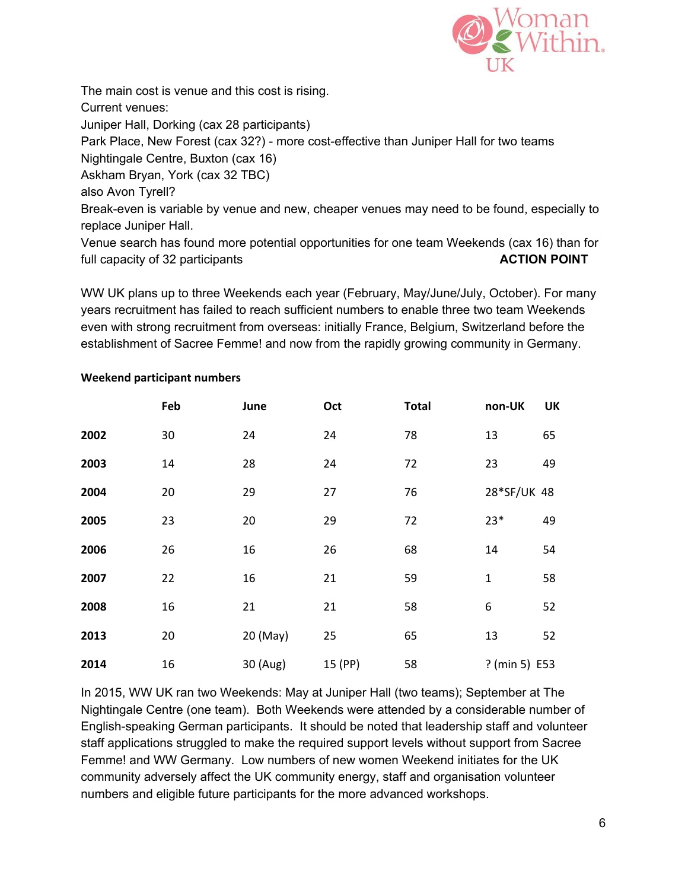The main cost is venue and this cost is rising.
Current venues:
Juniper Hall, Dorking (cax 28 participants)
Park Place, New Forest (cax 32?) - more cost-effective than Juniper Hall for two teams
Nightingale Centre, Buxton (cax 16)
Askham Bryan, York (cax 32 TBC)
also Avon Tyrell?
Break-even is variable by venue and new, cheaper venues may need to be found, especially to replace Juniper Hall.
Venue search has found more potential opportunities for one team Weekends (cax 16) than for full capacity of 32 participants **ACTION POINT**

WW UK plans up to three Weekends each year (February, May/June/July, October). For many years recruitment has failed to reach sufficient numbers to enable three two team Weekends even with strong recruitment from overseas: initially France, Belgium, Switzerland before the establishment of Sacree Femme! and now from the rapidly growing community in Germany.

**Weekend participant numbers**

| | Feb | June | Oct | Total | non-UK | UK |
|---|---|---|---|---|---|---|
| **2002** | 30 | 24 | 24 | 78 | 13 | 65 |
| **2003** | 14 | 28 | 24 | 72 | 23 | 49 |
| **2004** | 20 | 29 | 27 | 76 | 28*SF/UK | 48 |
| **2005** | 23 | 20 | 29 | 72 | 23* | 49 |
| **2006** | 26 | 16 | 26 | 68 | 14 | 54 |
| **2007** | 22 | 16 | 21 | 59 | 1 | 58 |
| **2008** | 16 | 21 | 21 | 58 | 6 | 52 |
| **2013** | 20 | 20 (May) | 25 | 65 | 13 | 52 |
| **2014** | 16 | 30 (Aug) | 15 (PP) | 58 | ? (min 5) | E53 |

In 2015, WW UK ran two Weekends: May at Juniper Hall (two teams); September at The Nightingale Centre (one team). Both Weekends were attended by a considerable number of English-speaking German participants. It should be noted that leadership staff and volunteer staff applications struggled to make the required support levels without support from Sacree Femme! and WW Germany. Low numbers of new women Weekend initiates for the UK community adversely affect the UK community energy, staff and organisation volunteer numbers and eligible future participants for the more advanced workshops.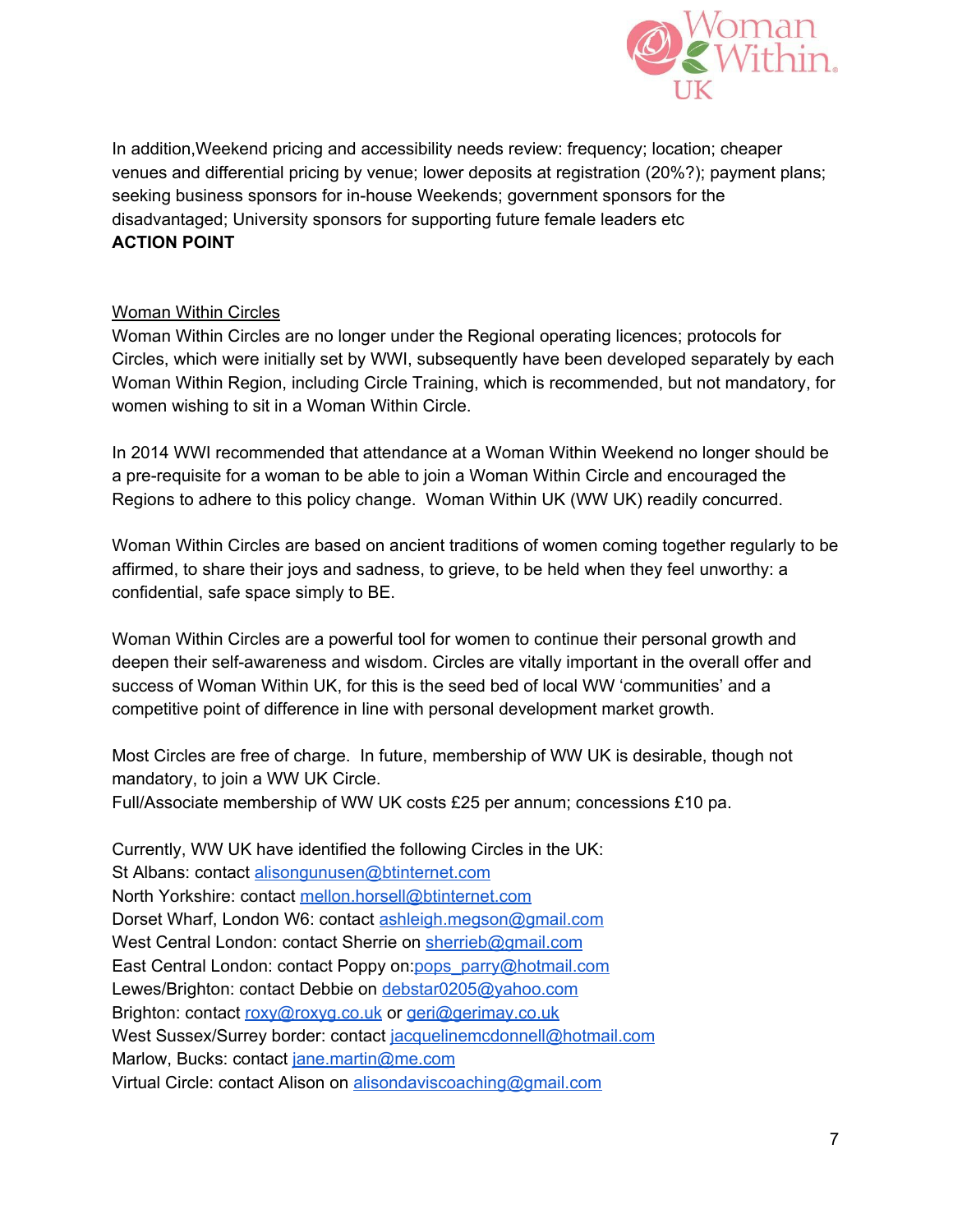In addition,Weekend pricing and accessibility needs review: frequency; location; cheaper venues and differential pricing by venue; lower deposits at registration (20%?); payment plans; seeking business sponsors for in-house Weekends; government sponsors for the disadvantaged; University sponsors for supporting future female leaders etc
**ACTION POINT**

## Woman Within Circles

Woman Within Circles are no longer under the Regional operating licences; protocols for Circles, which were initially set by WWI, subsequently have been developed separately by each Woman Within Region, including Circle Training, which is recommended, but not mandatory, for women wishing to sit in a Woman Within Circle.

In 2014 WWI recommended that attendance at a Woman Within Weekend no longer should be a pre-requisite for a woman to be able to join a Woman Within Circle and encouraged the Regions to adhere to this policy change. Woman Within UK (WW UK) readily concurred.

Woman Within Circles are based on ancient traditions of women coming together regularly to be affirmed, to share their joys and sadness, to grieve, to be held when they feel unworthy: a confidential, safe space simply to BE.

Woman Within Circles are a powerful tool for women to continue their personal growth and deepen their self-awareness and wisdom. Circles are vitally important in the overall offer and success of Woman Within UK, for this is the seed bed of local WW 'communities' and a competitive point of difference in line with personal development market growth.

Most Circles are free of charge. In future, membership of WW UK is desirable, though not mandatory, to join a WW UK Circle.
Full/Associate membership of WW UK costs £25 per annum; concessions £10 pa.

Currently, WW UK have identified the following Circles in the UK:
St Albans: contact alisongunusen@btinternet.com
North Yorkshire: contact mellon.horsell@btinternet.com
Dorset Wharf, London W6: contact ashleigh.megson@gmail.com
West Central London: contact Sherrie on sherrieb@gmail.com
East Central London: contact Poppy on:pops_parry@hotmail.com
Lewes/Brighton: contact Debbie on debstar0205@yahoo.com
Brighton: contact roxy@roxyg.co.uk or geri@gerimay.co.uk
West Sussex/Surrey border: contact jacquelinemcdonnell@hotmail.com
Marlow, Bucks: contact jane.martin@me.com
Virtual Circle: contact Alison on alisondaviscoaching@gmail.com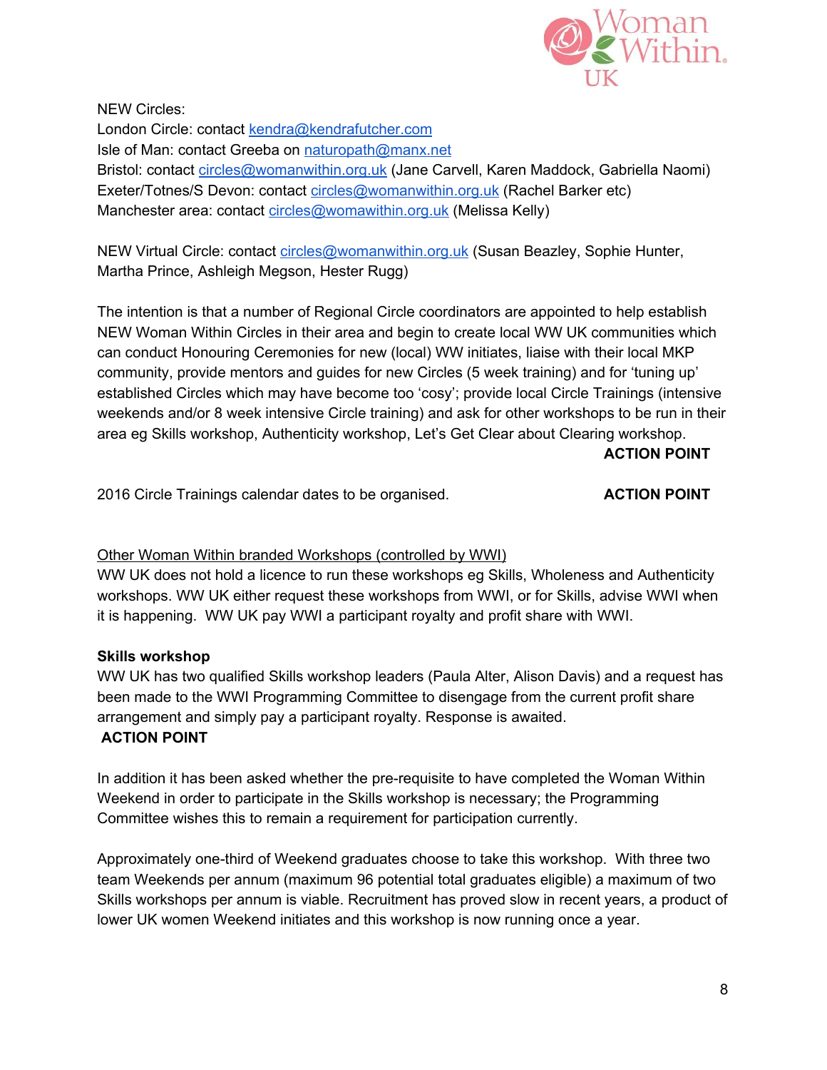NEW Circles:
London Circle: contact kendra@kendrafutcher.com
Isle of Man: contact Greeba on naturopath@manx.net
Bristol: contact circles@womanwithin.org.uk (Jane Carvell, Karen Maddock, Gabriella Naomi)
Exeter/Totnes/S Devon: contact circles@womanwithin.org.uk (Rachel Barker etc)
Manchester area: contact circles@womawithin.org.uk (Melissa Kelly)

NEW Virtual Circle: contact circles@womanwithin.org.uk (Susan Beazley, Sophie Hunter, Martha Prince, Ashleigh Megson, Hester Rugg)

The intention is that a number of Regional Circle coordinators are appointed to help establish NEW Woman Within Circles in their area and begin to create local WW UK communities which can conduct Honouring Ceremonies for new (local) WW initiates, liaise with their local MKP community, provide mentors and guides for new Circles (5 week training) and for 'tuning up' established Circles which may have become too 'cosy'; provide local Circle Trainings (intensive weekends and/or 8 week intensive Circle training) and ask for other workshops to be run in their area eg Skills workshop, Authenticity workshop, Let's Get Clear about Clearing workshop.
**ACTION POINT**

2016 Circle Trainings calendar dates to be organised. **ACTION POINT**

<u>Other Woman Within branded Workshops (controlled by WWI)</u>
WW UK does not hold a licence to run these workshops eg Skills, Wholeness and Authenticity workshops. WW UK either request these workshops from WWI, or for Skills, advise WWI when it is happening. WW UK pay WWI a participant royalty and profit share with WWI.

**Skills workshop**
WW UK has two qualified Skills workshop leaders (Paula Alter, Alison Davis) and a request has been made to the WWI Programming Committee to disengage from the current profit share arrangement and simply pay a participant royalty. Response is awaited.
**ACTION POINT**

In addition it has been asked whether the pre-requisite to have completed the Woman Within Weekend in order to participate in the Skills workshop is necessary; the Programming Committee wishes this to remain a requirement for participation currently.

Approximately one-third of Weekend graduates choose to take this workshop. With three two team Weekends per annum (maximum 96 potential total graduates eligible) a maximum of two Skills workshops per annum is viable. Recruitment has proved slow in recent years, a product of lower UK women Weekend initiates and this workshop is now running once a year.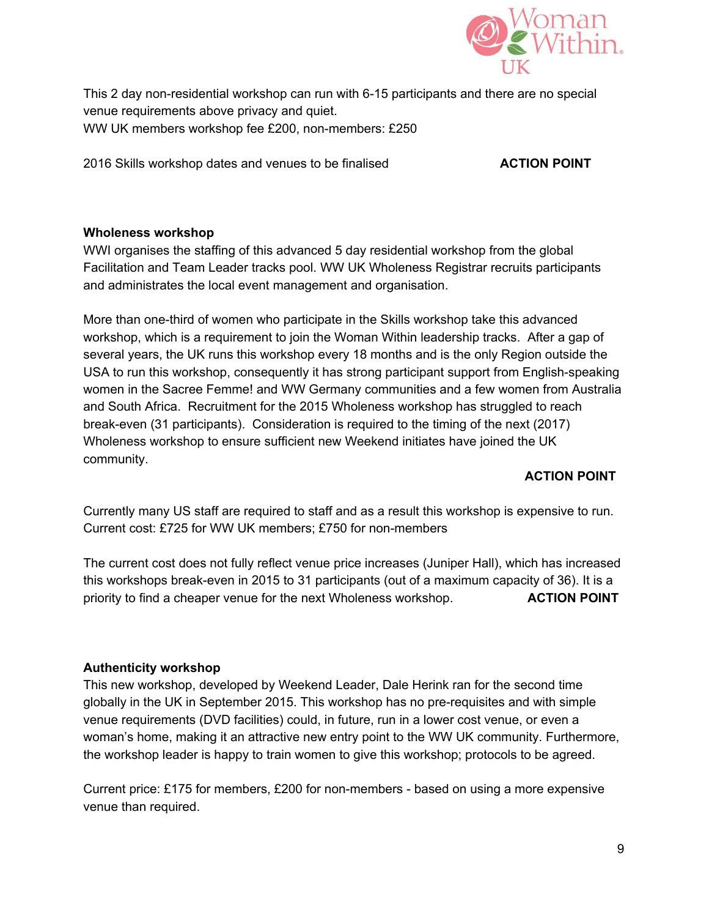This 2 day non-residential workshop can run with 6-15 participants and there are no special venue requirements above privacy and quiet.
WW UK members workshop fee £200, non-members: £250

2016 Skills workshop dates and venues to be finalised **ACTION POINT**

**Wholeness workshop**
WWI organises the staffing of this advanced 5 day residential workshop from the global Facilitation and Team Leader tracks pool. WW UK Wholeness Registrar recruits participants and administrates the local event management and organisation.

More than one-third of women who participate in the Skills workshop take this advanced workshop, which is a requirement to join the Woman Within leadership tracks. After a gap of several years, the UK runs this workshop every 18 months and is the only Region outside the USA to run this workshop, consequently it has strong participant support from English-speaking women in the Sacree Femme! and WW Germany communities and a few women from Australia and South Africa. Recruitment for the 2015 Wholeness workshop has struggled to reach break-even (31 participants). Consideration is required to the timing of the next (2017) Wholeness workshop to ensure sufficient new Weekend initiates have joined the UK community.

**ACTION POINT**

Currently many US staff are required to staff and as a result this workshop is expensive to run.
Current cost: £725 for WW UK members; £750 for non-members

The current cost does not fully reflect venue price increases (Juniper Hall), which has increased this workshops break-even in 2015 to 31 participants (out of a maximum capacity of 36). It is a priority to find a cheaper venue for the next Wholeness workshop. **ACTION POINT**

**Authenticity workshop**
This new workshop, developed by Weekend Leader, Dale Herink ran for the second time globally in the UK in September 2015. This workshop has no pre-requisites and with simple venue requirements (DVD facilities) could, in future, run in a lower cost venue, or even a woman's home, making it an attractive new entry point to the WW UK community. Furthermore, the workshop leader is happy to train women to give this workshop; protocols to be agreed.

Current price: £175 for members, £200 for non-members - based on using a more expensive venue than required.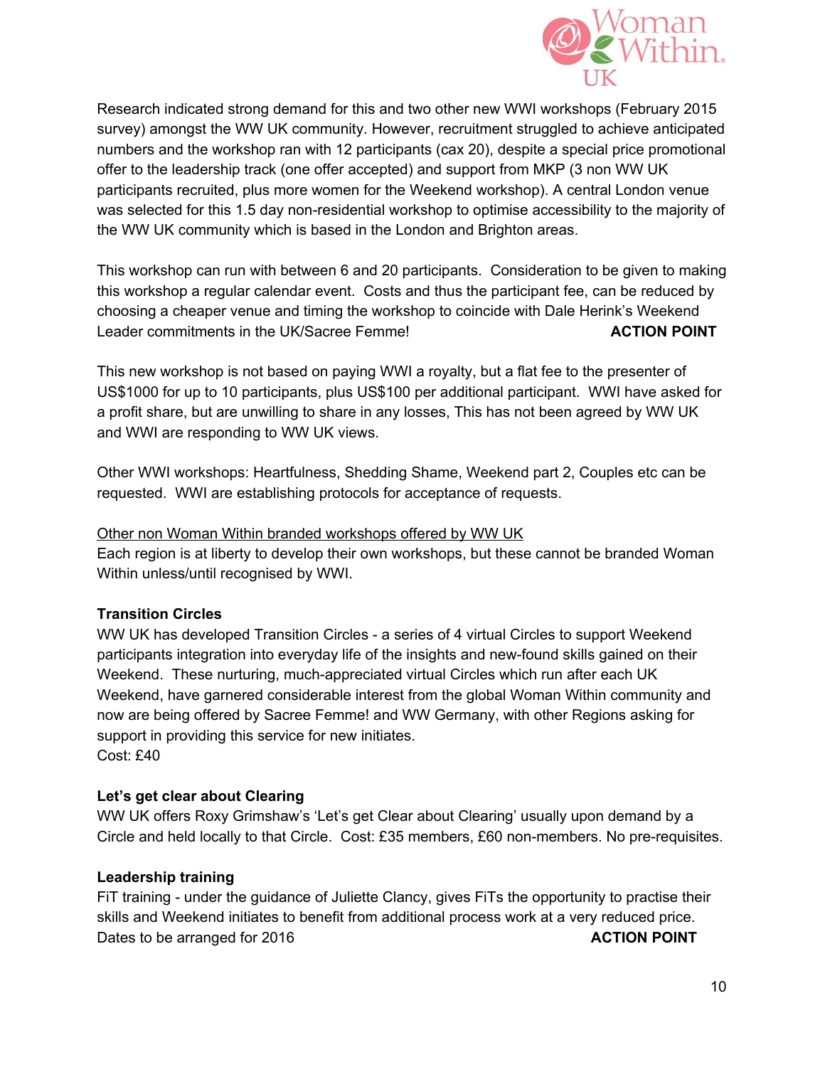Research indicated strong demand for this and two other new WWI workshops (February 2015 survey) amongst the WW UK community. However, recruitment struggled to achieve anticipated numbers and the workshop ran with 12 participants (cax 20), despite a special price promotional offer to the leadership track (one offer accepted) and support from MKP (3 non WW UK participants recruited, plus more women for the Weekend workshop). A central London venue was selected for this 1.5 day non-residential workshop to optimise accessibility to the majority of the WW UK community which is based in the London and Brighton areas.

This workshop can run with between 6 and 20 participants. Consideration to be given to making this workshop a regular calendar event. Costs and thus the participant fee, can be reduced by choosing a cheaper venue and timing the workshop to coincide with Dale Herink's Weekend Leader commitments in the UK/Sacree Femme! **ACTION POINT**

This new workshop is not based on paying WWI a royalty, but a flat fee to the presenter of US$1000 for up to 10 participants, plus US$100 per additional participant. WWI have asked for a profit share, but are unwilling to share in any losses, This has not been agreed by WW UK and WWI are responding to WW UK views.

Other WWI workshops: Heartfulness, Shedding Shame, Weekend part 2, Couples etc can be requested. WWI are establishing protocols for acceptance of requests.

<u>Other non Woman Within branded workshops offered by WW UK</u>
Each region is at liberty to develop their own workshops, but these cannot be branded Woman Within unless/until recognised by WWI.

**Transition Circles**
WW UK has developed Transition Circles - a series of 4 virtual Circles to support Weekend participants integration into everyday life of the insights and new-found skills gained on their Weekend. These nurturing, much-appreciated virtual Circles which run after each UK Weekend, have garnered considerable interest from the global Woman Within community and now are being offered by Sacree Femme! and WW Germany, with other Regions asking for support in providing this service for new initiates.
Cost: £40

**Let's get clear about Clearing**
WW UK offers Roxy Grimshaw's 'Let's get Clear about Clearing' usually upon demand by a Circle and held locally to that Circle. Cost: £35 members, £60 non-members. No pre-requisites.

**Leadership training**
FiT training - under the guidance of Juliette Clancy, gives FiTs the opportunity to practise their skills and Weekend initiates to benefit from additional process work at a very reduced price.
Dates to be arranged for 2016 **ACTION POINT**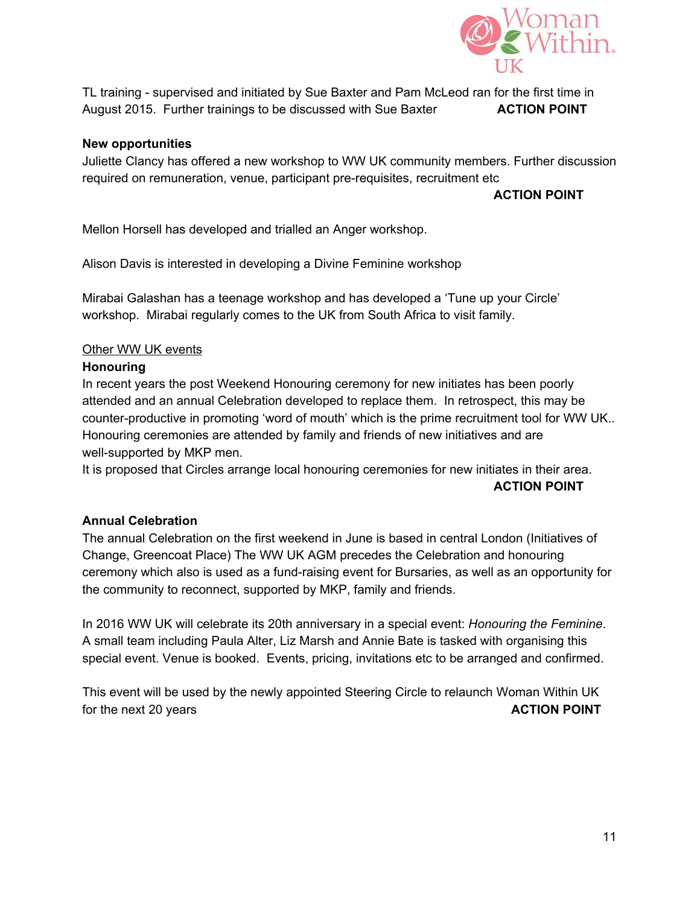TL training - supervised and initiated by Sue Baxter and Pam McLeod ran for the first time in August 2015. Further trainings to be discussed with Sue Baxter **ACTION POINT**

**New opportunities**

Juliette Clancy has offered a new workshop to WW UK community members. Further discussion required on remuneration, venue, participant pre-requisites, recruitment etc

**ACTION POINT**

Mellon Horsell has developed and trialled an Anger workshop.

Alison Davis is interested in developing a Divine Feminine workshop

Mirabai Galashan has a teenage workshop and has developed a 'Tune up your Circle' workshop. Mirabai regularly comes to the UK from South Africa to visit family.

<u>Other WW UK events</u>

**Honouring**

In recent years the post Weekend Honouring ceremony for new initiates has been poorly attended and an annual Celebration developed to replace them. In retrospect, this may be counter-productive in promoting 'word of mouth' which is the prime recruitment tool for WW UK.. Honouring ceremonies are attended by family and friends of new initiatives and are well-supported by MKP men.

It is proposed that Circles arrange local honouring ceremonies for new initiates in their area.

**ACTION POINT**

**Annual Celebration**

The annual Celebration on the first weekend in June is based in central London (Initiatives of Change, Greencoat Place) The WW UK AGM precedes the Celebration and honouring ceremony which also is used as a fund-raising event for Bursaries, as well as an opportunity for the community to reconnect, supported by MKP, family and friends.

In 2016 WW UK will celebrate its 20th anniversary in a special event: *Honouring the Feminine*. A small team including Paula Alter, Liz Marsh and Annie Bate is tasked with organising this special event. Venue is booked. Events, pricing, invitations etc to be arranged and confirmed.

This event will be used by the newly appointed Steering Circle to relaunch Woman Within UK for the next 20 years **ACTION POINT**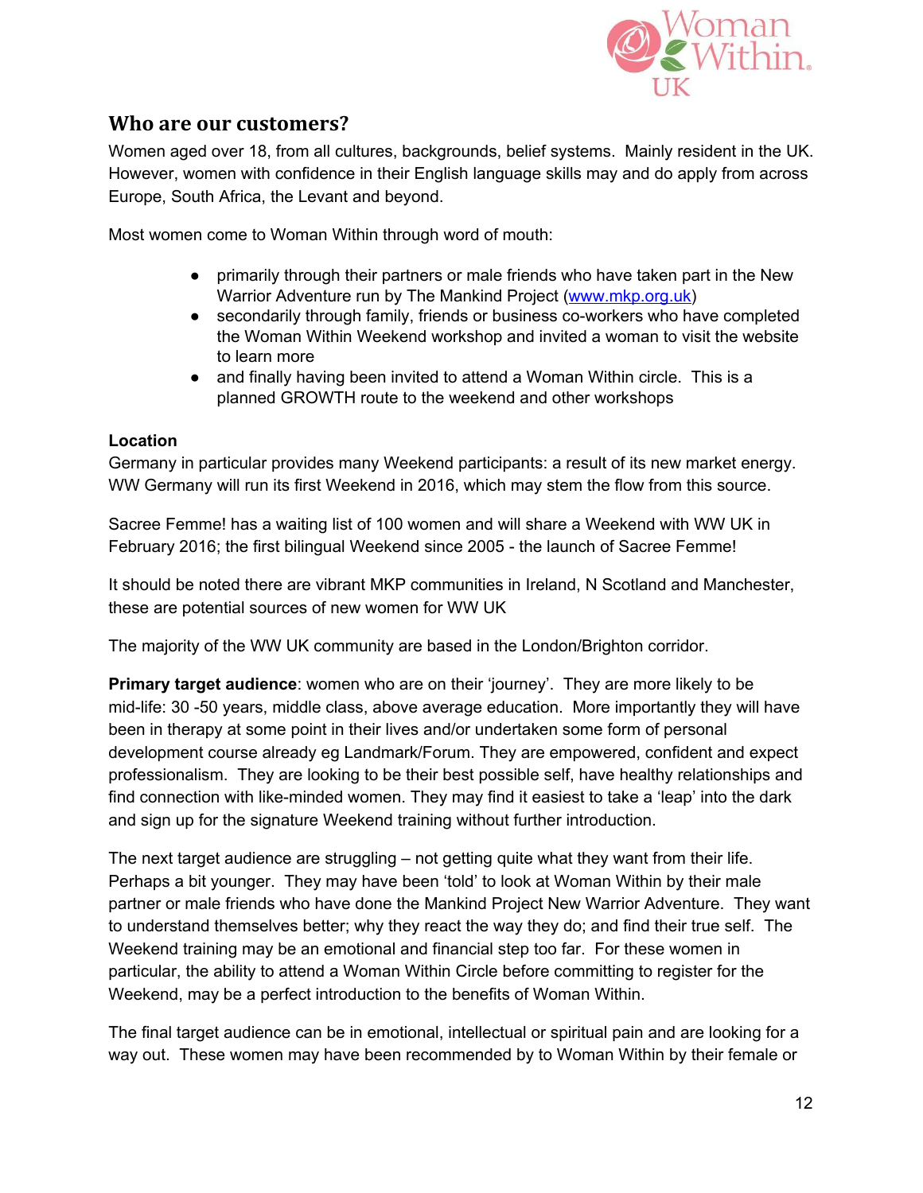## Who are our customers?

Women aged over 18, from all cultures, backgrounds, belief systems. Mainly resident in the UK. However, women with confidence in their English language skills may and do apply from across Europe, South Africa, the Levant and beyond.

Most women come to Woman Within through word of mouth:

- primarily through their partners or male friends who have taken part in the New Warrior Adventure run by The Mankind Project ([www.mkp.org.uk](http://www.mkp.org.uk))
- secondarily through family, friends or business co-workers who have completed the Woman Within Weekend workshop and invited a woman to visit the website to learn more
- and finally having been invited to attend a Woman Within circle. This is a planned GROWTH route to the weekend and other workshops

**Location**

Germany in particular provides many Weekend participants: a result of its new market energy. WW Germany will run its first Weekend in 2016, which may stem the flow from this source.

Sacree Femme! has a waiting list of 100 women and will share a Weekend with WW UK in February 2016; the first bilingual Weekend since 2005 - the launch of Sacree Femme!

It should be noted there are vibrant MKP communities in Ireland, N Scotland and Manchester, these are potential sources of new women for WW UK

The majority of the WW UK community are based in the London/Brighton corridor.

**Primary target audience**: women who are on their 'journey'. They are more likely to be mid-life: 30 -50 years, middle class, above average education. More importantly they will have been in therapy at some point in their lives and/or undertaken some form of personal development course already eg Landmark/Forum. They are empowered, confident and expect professionalism. They are looking to be their best possible self, have healthy relationships and find connection with like-minded women. They may find it easiest to take a 'leap' into the dark and sign up for the signature Weekend training without further introduction.

The next target audience are struggling – not getting quite what they want from their life. Perhaps a bit younger. They may have been 'told' to look at Woman Within by their male partner or male friends who have done the Mankind Project New Warrior Adventure. They want to understand themselves better; why they react the way they do; and find their true self. The Weekend training may be an emotional and financial step too far. For these women in particular, the ability to attend a Woman Within Circle before committing to register for the Weekend, may be a perfect introduction to the benefits of Woman Within.

The final target audience can be in emotional, intellectual or spiritual pain and are looking for a way out. These women may have been recommended by to Woman Within by their female or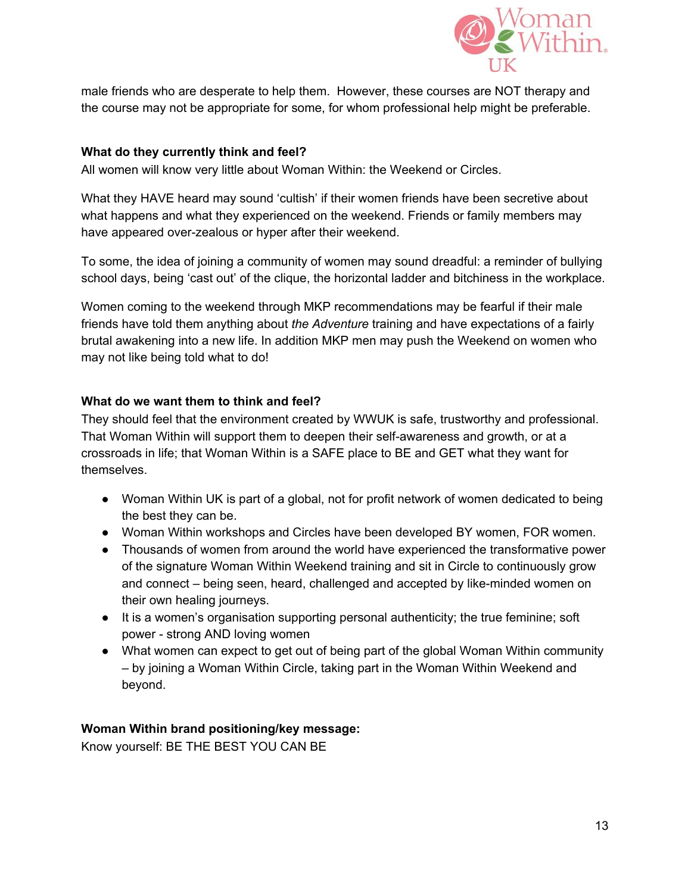male friends who are desperate to help them. However, these courses are NOT therapy and the course may not be appropriate for some, for whom professional help might be preferable.

**What do they currently think and feel?**

All women will know very little about Woman Within: the Weekend or Circles.

What they HAVE heard may sound 'cultish' if their women friends have been secretive about what happens and what they experienced on the weekend. Friends or family members may have appeared over-zealous or hyper after their weekend.

To some, the idea of joining a community of women may sound dreadful: a reminder of bullying school days, being 'cast out' of the clique, the horizontal ladder and bitchiness in the workplace.

Women coming to the weekend through MKP recommendations may be fearful if their male friends have told them anything about *the Adventure* training and have expectations of a fairly brutal awakening into a new life. In addition MKP men may push the Weekend on women who may not like being told what to do!

**What do we want them to think and feel?**

They should feel that the environment created by WWUK is safe, trustworthy and professional. That Woman Within will support them to deepen their self-awareness and growth, or at a crossroads in life; that Woman Within is a SAFE place to BE and GET what they want for themselves.

- Woman Within UK is part of a global, not for profit network of women dedicated to being the best they can be.
- Woman Within workshops and Circles have been developed BY women, FOR women.
- Thousands of women from around the world have experienced the transformative power of the signature Woman Within Weekend training and sit in Circle to continuously grow and connect – being seen, heard, challenged and accepted by like-minded women on their own healing journeys.
- It is a women's organisation supporting personal authenticity; the true feminine; soft power - strong AND loving women
- What women can expect to get out of being part of the global Woman Within community – by joining a Woman Within Circle, taking part in the Woman Within Weekend and beyond.

**Woman Within brand positioning/key message:**

Know yourself: BE THE BEST YOU CAN BE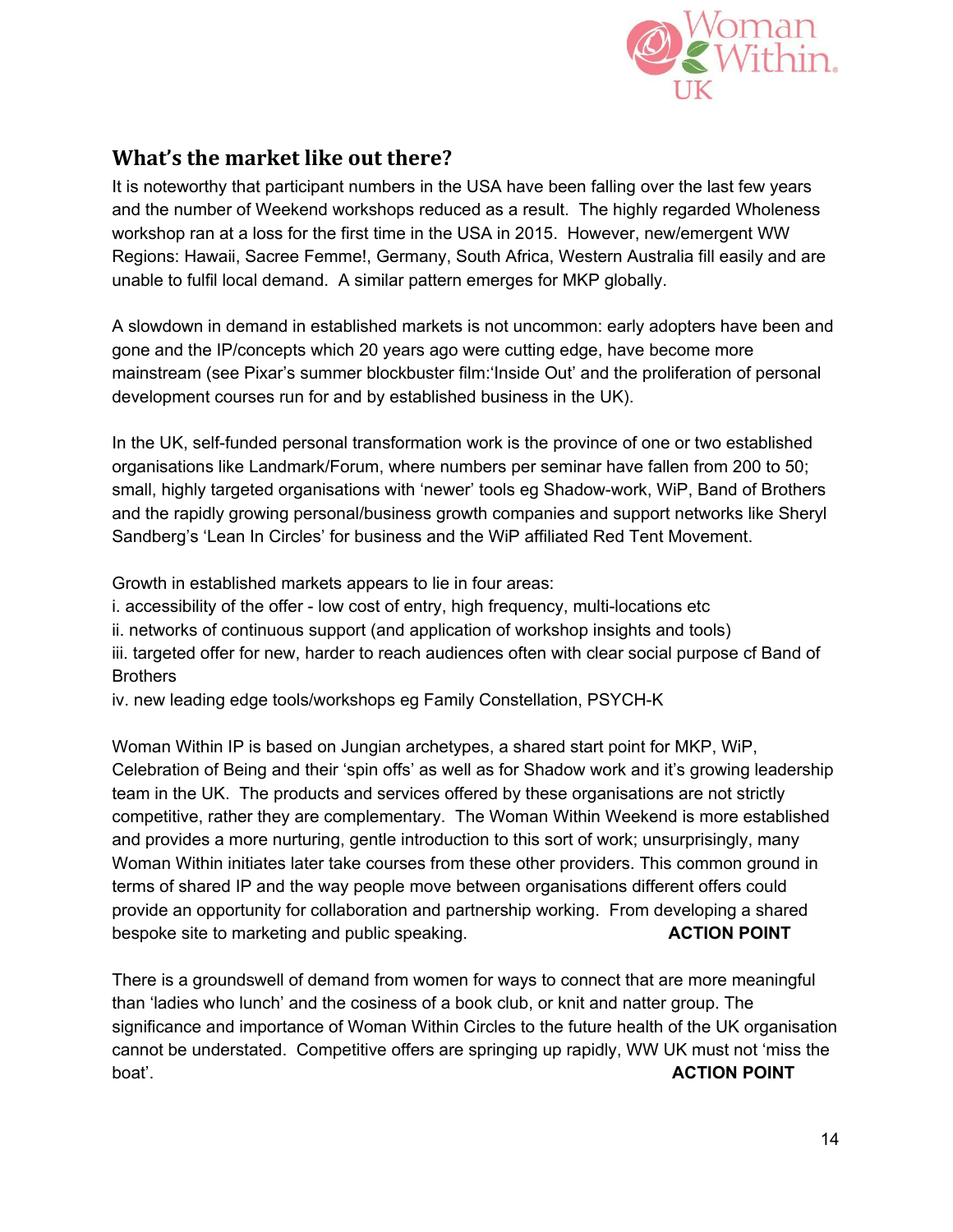## What's the market like out there?

It is noteworthy that participant numbers in the USA have been falling over the last few years and the number of Weekend workshops reduced as a result. The highly regarded Wholeness workshop ran at a loss for the first time in the USA in 2015. However, new/emergent WW Regions: Hawaii, Sacree Femme!, Germany, South Africa, Western Australia fill easily and are unable to fulfil local demand. A similar pattern emerges for MKP globally.

A slowdown in demand in established markets is not uncommon: early adopters have been and gone and the IP/concepts which 20 years ago were cutting edge, have become more mainstream (see Pixar's summer blockbuster film:'Inside Out' and the proliferation of personal development courses run for and by established business in the UK).

In the UK, self-funded personal transformation work is the province of one or two established organisations like Landmark/Forum, where numbers per seminar have fallen from 200 to 50; small, highly targeted organisations with 'newer' tools eg Shadow-work, WiP, Band of Brothers and the rapidly growing personal/business growth companies and support networks like Sheryl Sandberg's 'Lean In Circles' for business and the WiP affiliated Red Tent Movement.

Growth in established markets appears to lie in four areas:
i. accessibility of the offer - low cost of entry, high frequency, multi-locations etc
ii. networks of continuous support (and application of workshop insights and tools)
iii. targeted offer for new, harder to reach audiences often with clear social purpose cf Band of Brothers
iv. new leading edge tools/workshops eg Family Constellation, PSYCH-K

Woman Within IP is based on Jungian archetypes, a shared start point for MKP, WiP, Celebration of Being and their 'spin offs' as well as for Shadow work and it's growing leadership team in the UK. The products and services offered by these organisations are not strictly competitive, rather they are complementary. The Woman Within Weekend is more established and provides a more nurturing, gentle introduction to this sort of work; unsurprisingly, many Woman Within initiates later take courses from these other providers. This common ground in terms of shared IP and the way people move between organisations different offers could provide an opportunity for collaboration and partnership working. From developing a shared bespoke site to marketing and public speaking. **ACTION POINT**

There is a groundswell of demand from women for ways to connect that are more meaningful than 'ladies who lunch' and the cosiness of a book club, or knit and natter group. The significance and importance of Woman Within Circles to the future health of the UK organisation cannot be understated. Competitive offers are springing up rapidly, WW UK must not 'miss the boat'. **ACTION POINT**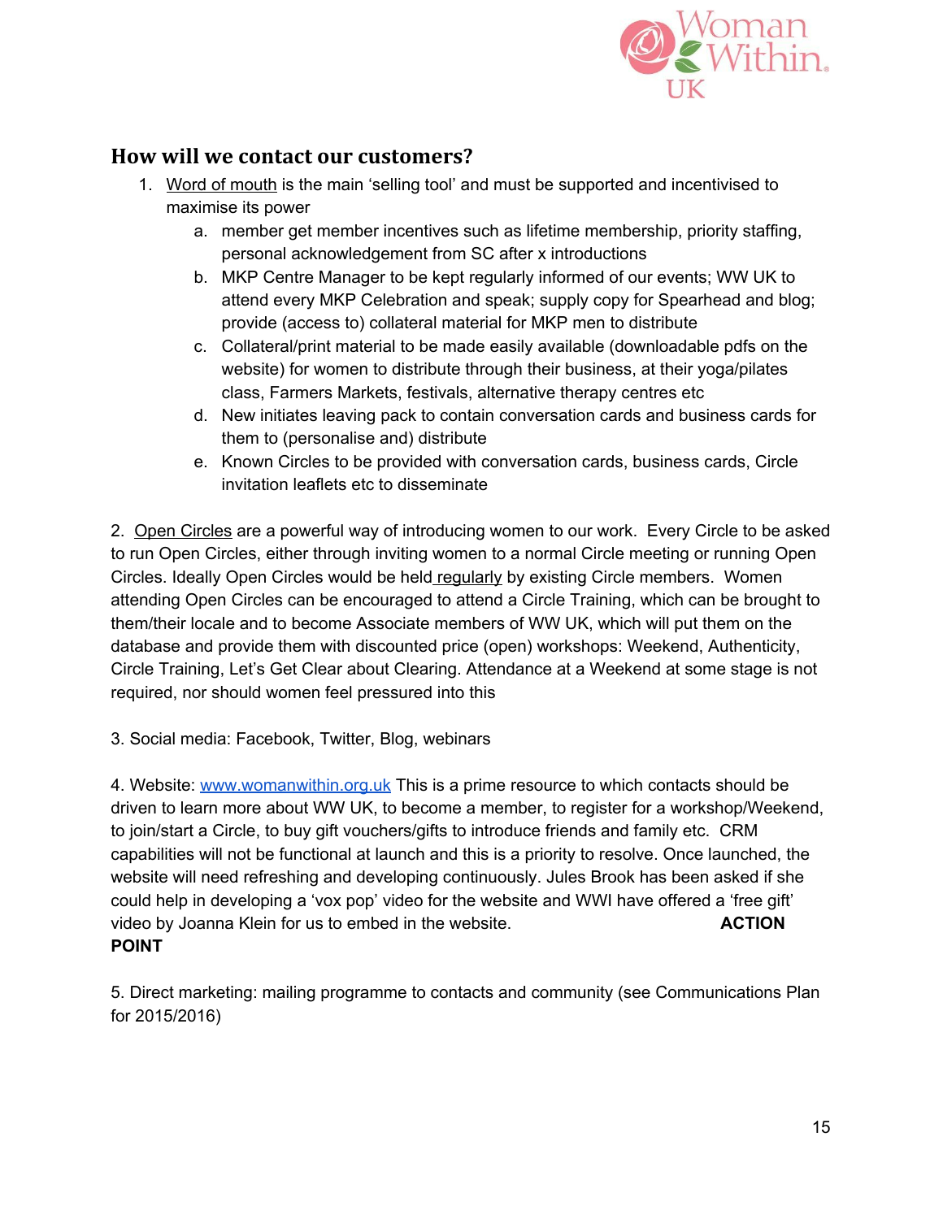## How will we contact our customers?

1. Word of mouth is the main 'selling tool' and must be supported and incentivised to maximise its power
   a. member get member incentives such as lifetime membership, priority staffing, personal acknowledgement from SC after x introductions
   b. MKP Centre Manager to be kept regularly informed of our events; WW UK to attend every MKP Celebration and speak; supply copy for Spearhead and blog; provide (access to) collateral material for MKP men to distribute
   c. Collateral/print material to be made easily available (downloadable pdfs on the website) for women to distribute through their business, at their yoga/pilates class, Farmers Markets, festivals, alternative therapy centres etc
   d. New initiates leaving pack to contain conversation cards and business cards for them to (personalise and) distribute
   e. Known Circles to be provided with conversation cards, business cards, Circle invitation leaflets etc to disseminate

2. Open Circles are a powerful way of introducing women to our work. Every Circle to be asked to run Open Circles, either through inviting women to a normal Circle meeting or running Open Circles. Ideally Open Circles would be held regularly by existing Circle members. Women attending Open Circles can be encouraged to attend a Circle Training, which can be brought to them/their locale and to become Associate members of WW UK, which will put them on the database and provide them with discounted price (open) workshops: Weekend, Authenticity, Circle Training, Let's Get Clear about Clearing. Attendance at a Weekend at some stage is not required, nor should women feel pressured into this

3. Social media: Facebook, Twitter, Blog, webinars

4. Website: www.womanwithin.org.uk This is a prime resource to which contacts should be driven to learn more about WW UK, to become a member, to register for a workshop/Weekend, to join/start a Circle, to buy gift vouchers/gifts to introduce friends and family etc. CRM capabilities will not be functional at launch and this is a priority to resolve. Once launched, the website will need refreshing and developing continuously. Jules Brook has been asked if she could help in developing a 'vox pop' video for the website and WWI have offered a 'free gift' video by Joanna Klein for us to embed in the website. **ACTION POINT**

5. Direct marketing: mailing programme to contacts and community (see Communications Plan for 2015/2016)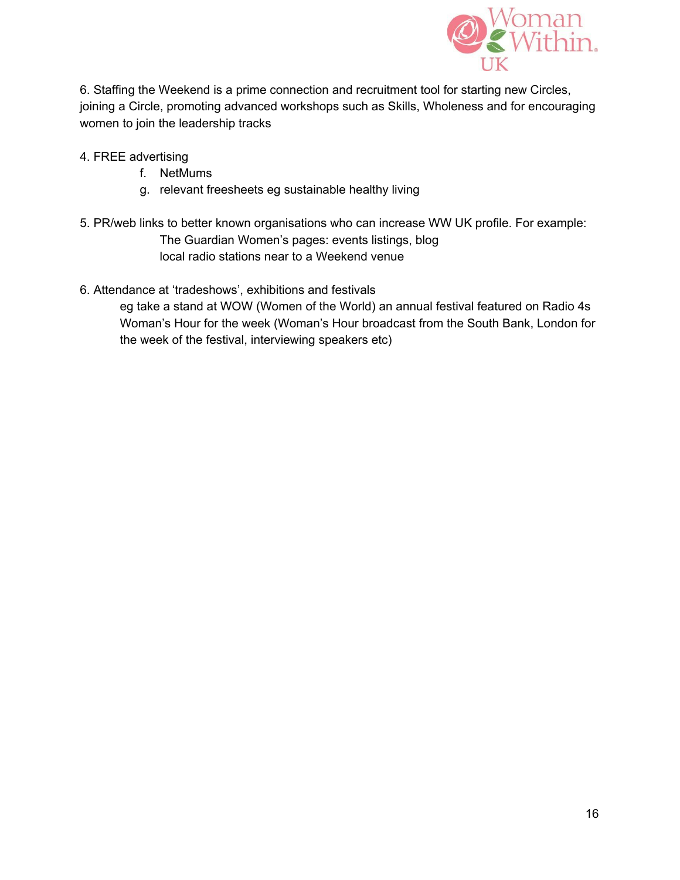6. Staffing the Weekend is a prime connection and recruitment tool for starting new Circles, joining a Circle, promoting advanced workshops such as Skills, Wholeness and for encouraging women to join the leadership tracks

4. FREE advertising
    f. NetMums
    g. relevant freesheets eg sustainable healthy living

5. PR/web links to better known organisations who can increase WW UK profile. For example:
    The Guardian Women's pages: events listings, blog
    local radio stations near to a Weekend venue

6. Attendance at 'tradeshows', exhibitions and festivals
    eg take a stand at WOW (Women of the World) an annual festival featured on Radio 4s Woman's Hour for the week (Woman's Hour broadcast from the South Bank, London for the week of the festival, interviewing speakers etc)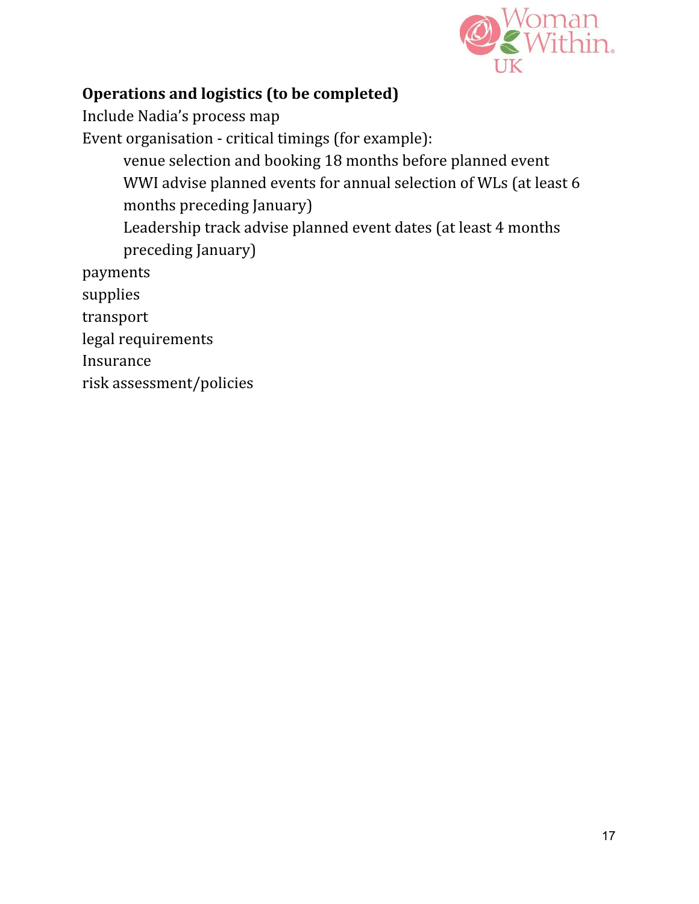**Operations and logistics (to be completed)**

Include Nadia's process map

Event organisation - critical timings (for example):

- venue selection and booking 18 months before planned event
- WWI advise planned events for annual selection of WLs (at least 6 months preceding January)
- Leadership track advise planned event dates (at least 4 months preceding January)

payments

supplies

transport

legal requirements

Insurance

risk assessment/policies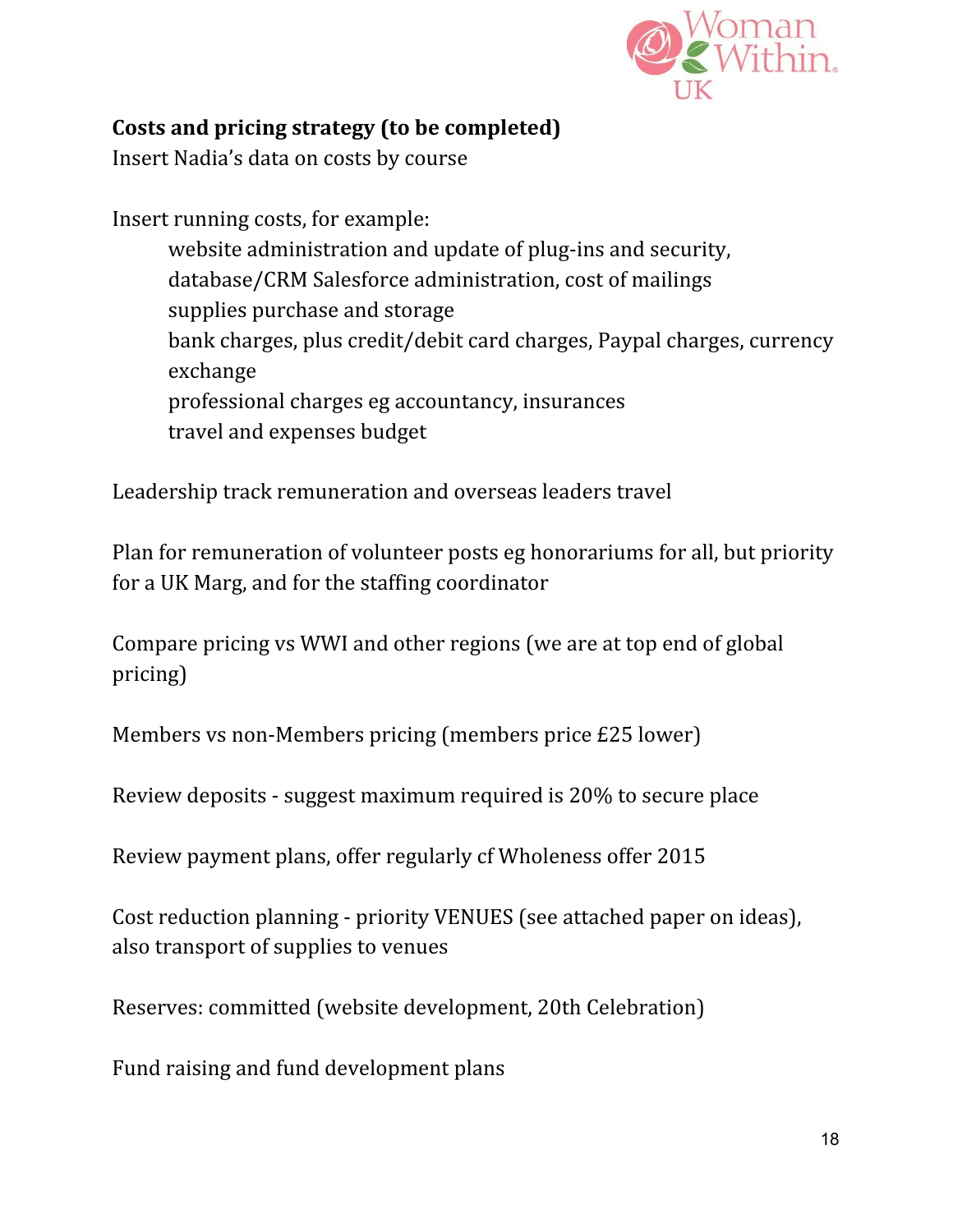**Costs and pricing strategy (to be completed)**

Insert Nadia's data on costs by course

Insert running costs, for example:

- website administration and update of plug-ins and security,
- database/CRM Salesforce administration, cost of mailings
- supplies purchase and storage
- bank charges, plus credit/debit card charges, Paypal charges, currency exchange
- professional charges eg accountancy, insurances
- travel and expenses budget

Leadership track remuneration and overseas leaders travel

Plan for remuneration of volunteer posts eg honorariums for all, but priority for a UK Marg, and for the staffing coordinator

Compare pricing vs WWI and other regions (we are at top end of global pricing)

Members vs non-Members pricing (members price £25 lower)

Review deposits - suggest maximum required is 20% to secure place

Review payment plans, offer regularly cf Wholeness offer 2015

Cost reduction planning - priority VENUES (see attached paper on ideas), also transport of supplies to venues

Reserves: committed (website development, 20th Celebration)

Fund raising and fund development plans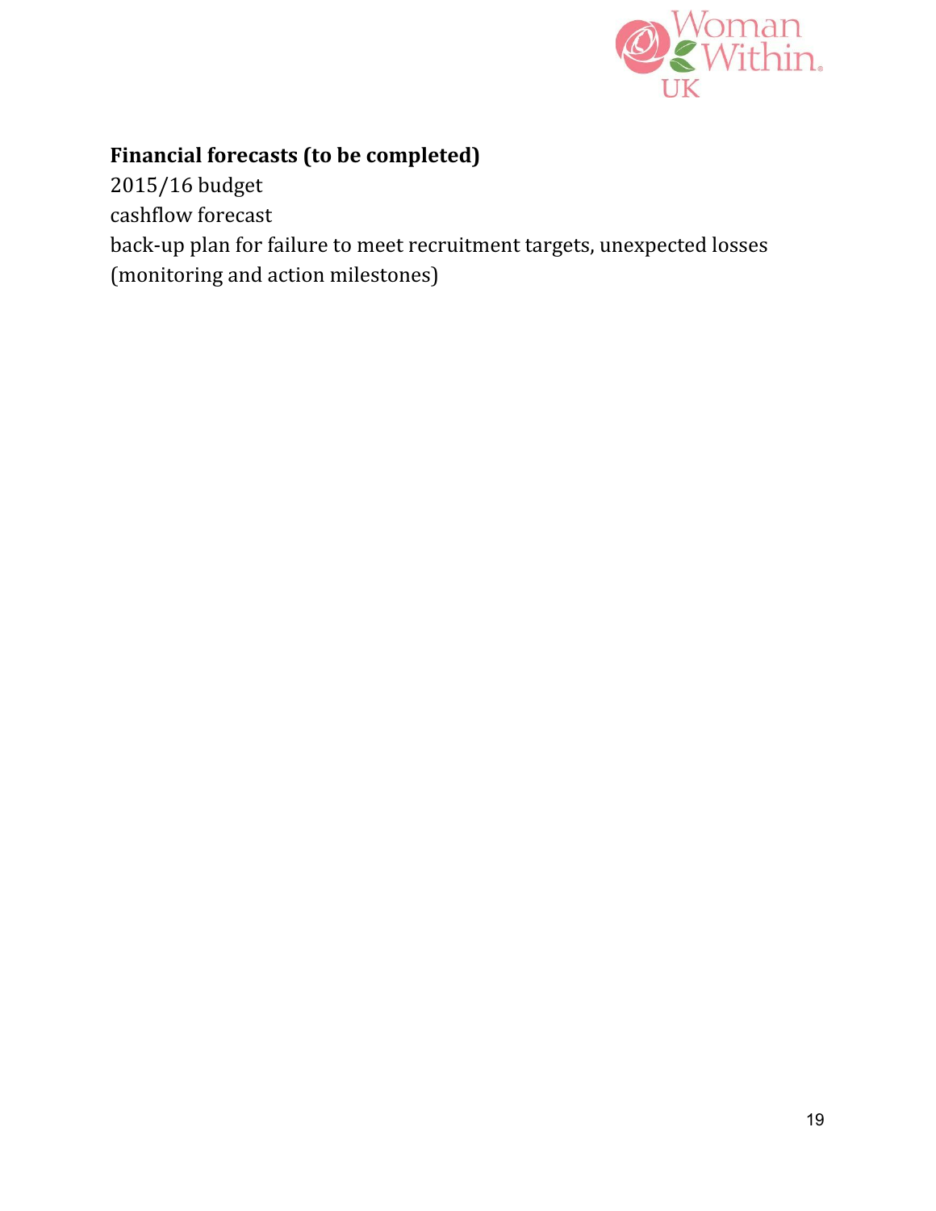**Financial forecasts (to be completed)**

2015/16 budget

cashflow forecast

back-up plan for failure to meet recruitment targets, unexpected losses (monitoring and action milestones)